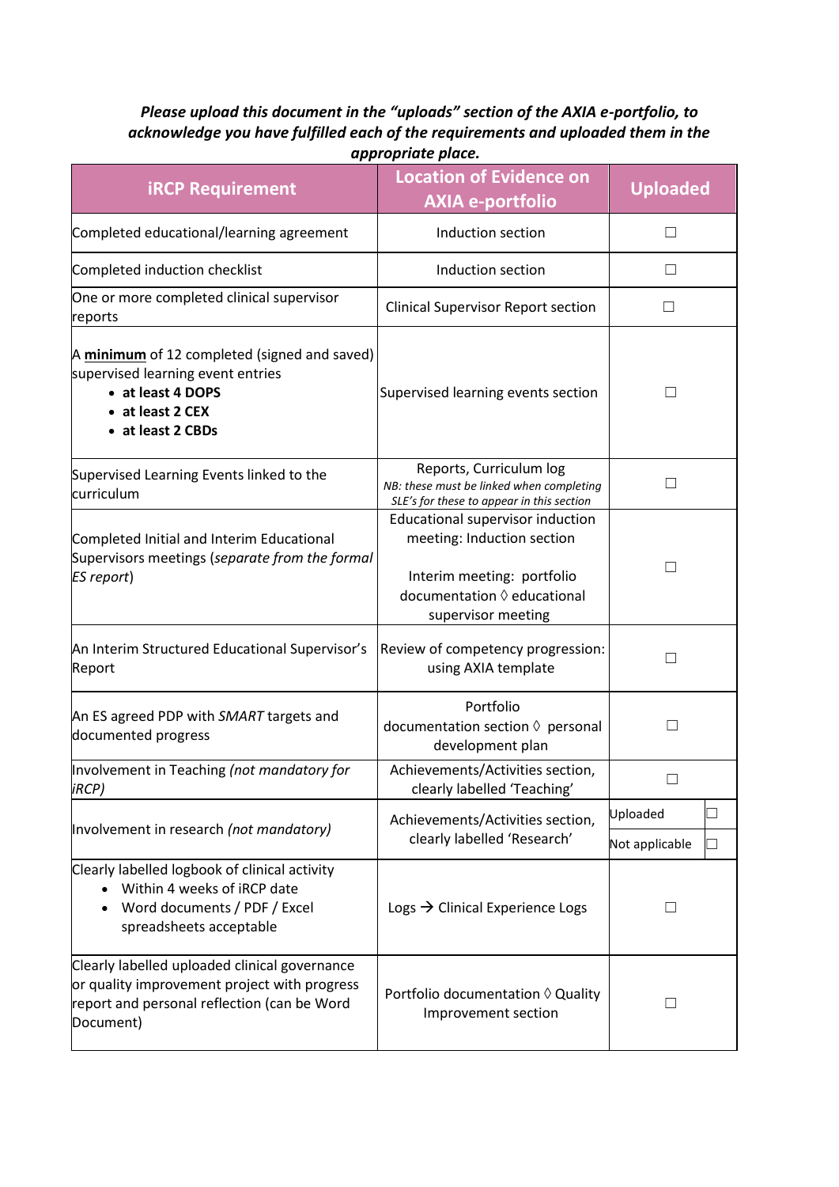***Please upload this document in the "uploads" section of the AXIA e-portfolio, to acknowledge you have fulfilled each of the requirements and uploaded them in the appropriate place.***

| iRCP Requirement | Location of Evidence on AXIA e-portfolio | Uploaded |
|---|---|---|
| Completed educational/learning agreement | Induction section | ☐ |
| Completed induction checklist | Induction section | ☐ |
| One or more completed clinical supervisor reports | Clinical Supervisor Report section | ☐ |
| A **minimum** of 12 completed (signed and saved) supervised learning event entries<br>• **at least 4 DOPS**<br>• **at least 2 CEX**<br>• **at least 2 CBDs** | Supervised learning events section | ☐ |
| Supervised Learning Events linked to the curriculum | Reports, Curriculum log<br>*NB: these must be linked when completing SLE's for these to appear in this section* | ☐ |
| Completed Initial and Interim Educational Supervisors meetings (*separate from the formal ES report*) | Educational supervisor induction meeting: Induction section<br><br>Interim meeting: portfolio documentation ◊ educational supervisor meeting | ☐ |
| An Interim Structured Educational Supervisor's Report | Review of competency progression: using AXIA template | ☐ |
| An ES agreed PDP with *SMART* targets and documented progress | Portfolio documentation section ◊ personal development plan | ☐ |
| Involvement in Teaching *(not mandatory for iRCP)* | Achievements/Activities section, clearly labelled 'Teaching' | ☐ |
| Involvement in research *(not mandatory)* | Achievements/Activities section, clearly labelled 'Research' | Uploaded ☐<br>Not applicable ☐ |
| Clearly labelled logbook of clinical activity<br>• Within 4 weeks of iRCP date<br>• Word documents / PDF / Excel spreadsheets acceptable | Logs → Clinical Experience Logs | ☐ |
| Clearly labelled uploaded clinical governance or quality improvement project with progress report and personal reflection (can be Word Document) | Portfolio documentation ◊ Quality Improvement section | ☐ |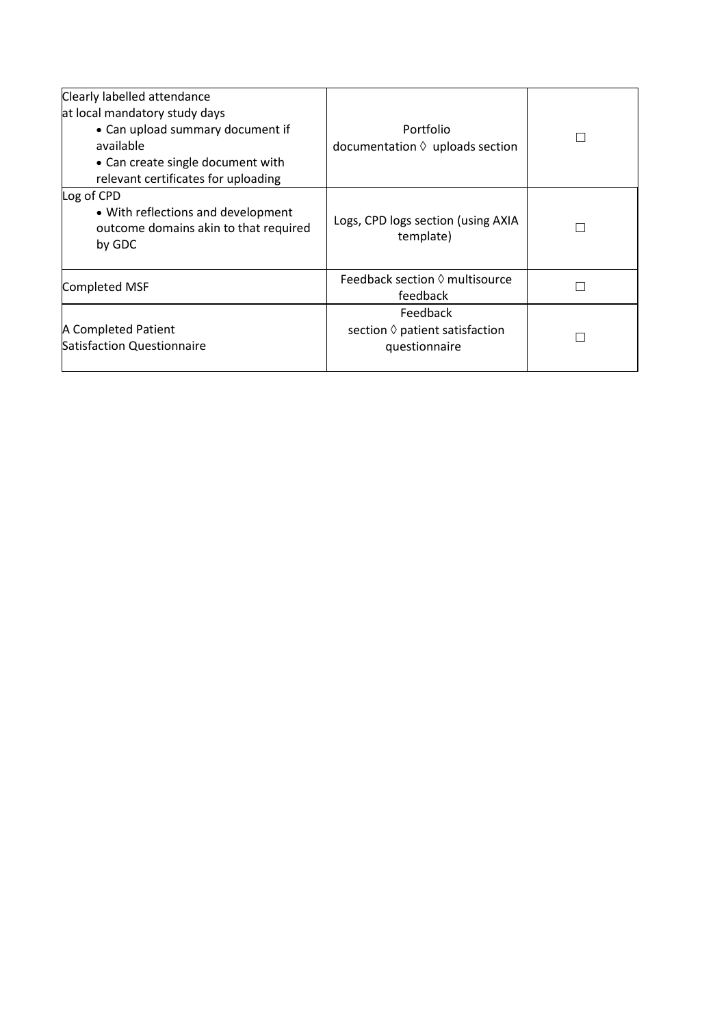| | | |
|---|---|---|
| Clearly labelled attendance at local mandatory study days<br>• Can upload summary document if available<br>• Can create single document with relevant certificates for uploading | Portfolio documentation ◊ uploads section | ☐ |
| Log of CPD<br>• With reflections and development outcome domains akin to that required by GDC | Logs, CPD logs section (using AXIA template) | ☐ |
| Completed MSF | Feedback section ◊ multisource feedback | ☐ |
| A Completed Patient Satisfaction Questionnaire | Feedback section ◊ patient satisfaction questionnaire | ☐ |